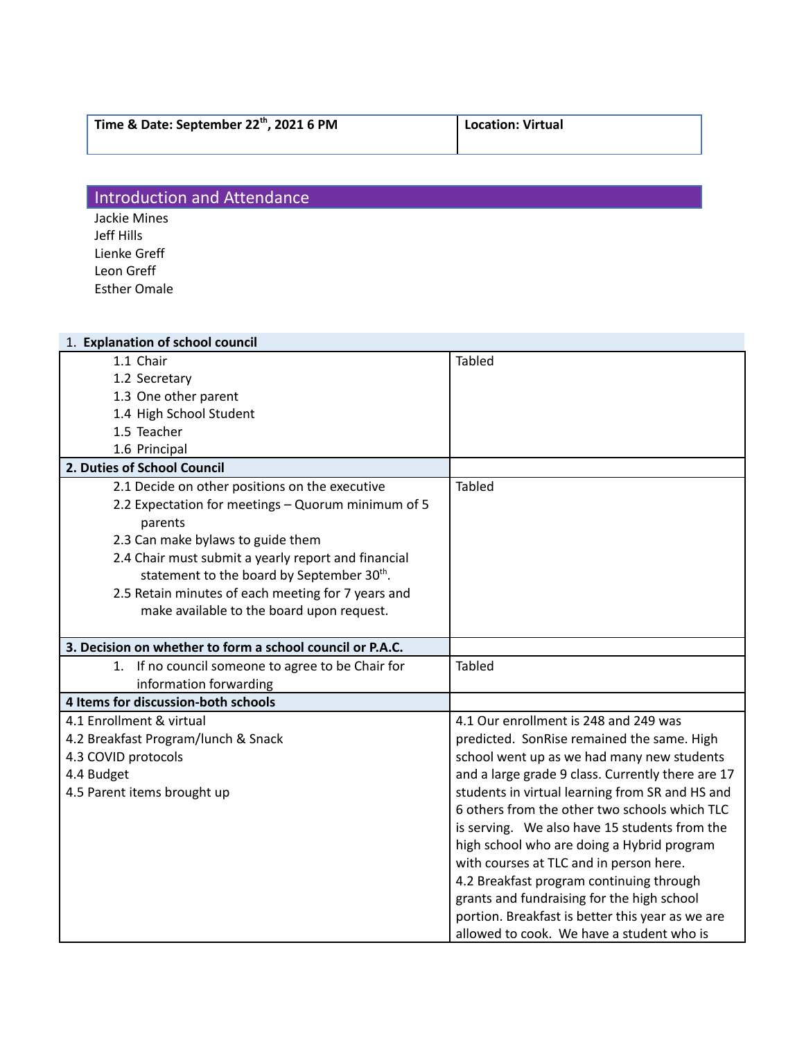| Time & Date: September 22nd, 2021 6 PM | Location: Virtual |
|---|---|

## Introduction and Attendance

Jackie Mines
Jeff Hills
Lienke Greff
Leon Greff
Esther Omale

| 1. **Explanation of school council** | |
|---|---|
| 1.1 Chair<br>1.2 Secretary<br>1.3 One other parent<br>1.4 High School Student<br>1.5 Teacher<br>1.6 Principal | Tabled |
| **2. Duties of School Council** | |
| 2.1 Decide on other positions on the executive<br>2.2 Expectation for meetings – Quorum minimum of 5 parents<br>2.3 Can make bylaws to guide them<br>2.4 Chair must submit a yearly report and financial statement to the board by September 30th.<br>2.5 Retain minutes of each meeting for 7 years and make available to the board upon request. | Tabled |
| **3. Decision on whether to form a school council or P.A.C.** | |
| 1. If no council someone to agree to be Chair for information forwarding | Tabled |
| **4 Items for discussion-both schools** | |
| 4.1 Enrollment & virtual<br>4.2 Breakfast Program/lunch & Snack<br>4.3 COVID protocols<br>4.4 Budget<br>4.5 Parent items brought up | 4.1 Our enrollment is 248 and 249 was predicted. SonRise remained the same. High school went up as we had many new students and a large grade 9 class. Currently there are 17 students in virtual learning from SR and HS and 6 others from the other two schools which TLC is serving. We also have 15 students from the high school who are doing a Hybrid program with courses at TLC and in person here.<br>4.2 Breakfast program continuing through grants and fundraising for the high school portion. Breakfast is better this year as we are allowed to cook. We have a student who is |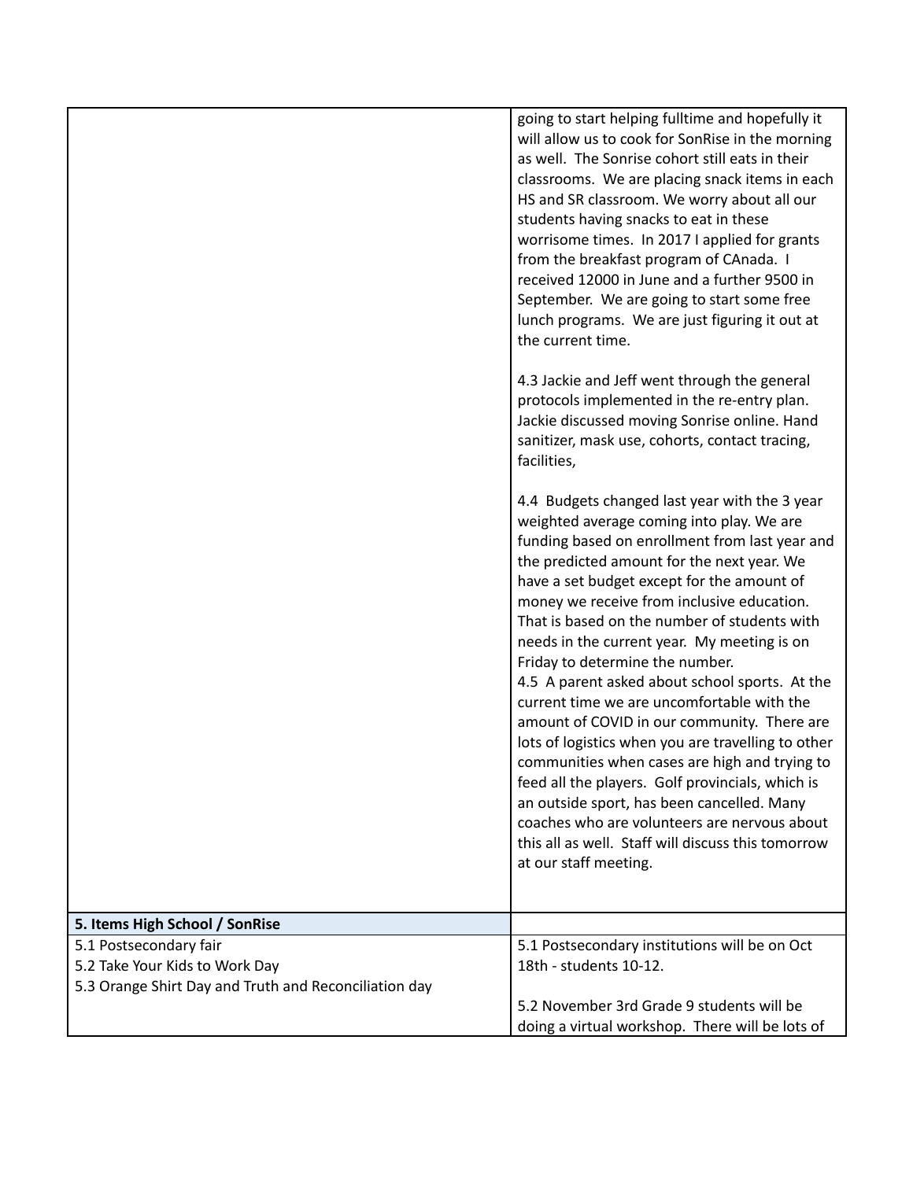| | |
|---|---|
| | going to start helping fulltime and hopefully it will allow us to cook for SonRise in the morning as well. The Sonrise cohort still eats in their classrooms. We are placing snack items in each HS and SR classroom. We worry about all our students having snacks to eat in these worrisome times. In 2017 I applied for grants from the breakfast program of CAnada. I received 12000 in June and a further 9500 in September. We are going to start some free lunch programs. We are just figuring it out at the current time.<br><br>4.3 Jackie and Jeff went through the general protocols implemented in the re-entry plan. Jackie discussed moving Sonrise online. Hand sanitizer, mask use, cohorts, contact tracing, facilities,<br><br>4.4 Budgets changed last year with the 3 year weighted average coming into play. We are funding based on enrollment from last year and the predicted amount for the next year. We have a set budget except for the amount of money we receive from inclusive education. That is based on the number of students with needs in the current year. My meeting is on Friday to determine the number.<br>4.5 A parent asked about school sports. At the current time we are uncomfortable with the amount of COVID in our community. There are lots of logistics when you are travelling to other communities when cases are high and trying to feed all the players. Golf provincials, which is an outside sport, has been cancelled. Many coaches who are volunteers are nervous about this all as well. Staff will discuss this tomorrow at our staff meeting. |
| **5. Items High School / SonRise** | |
| 5.1 Postsecondary fair<br>5.2 Take Your Kids to Work Day<br>5.3 Orange Shirt Day and Truth and Reconciliation day | 5.1 Postsecondary institutions will be on Oct 18th - students 10-12.<br><br>5.2 November 3rd Grade 9 students will be doing a virtual workshop. There will be lots of |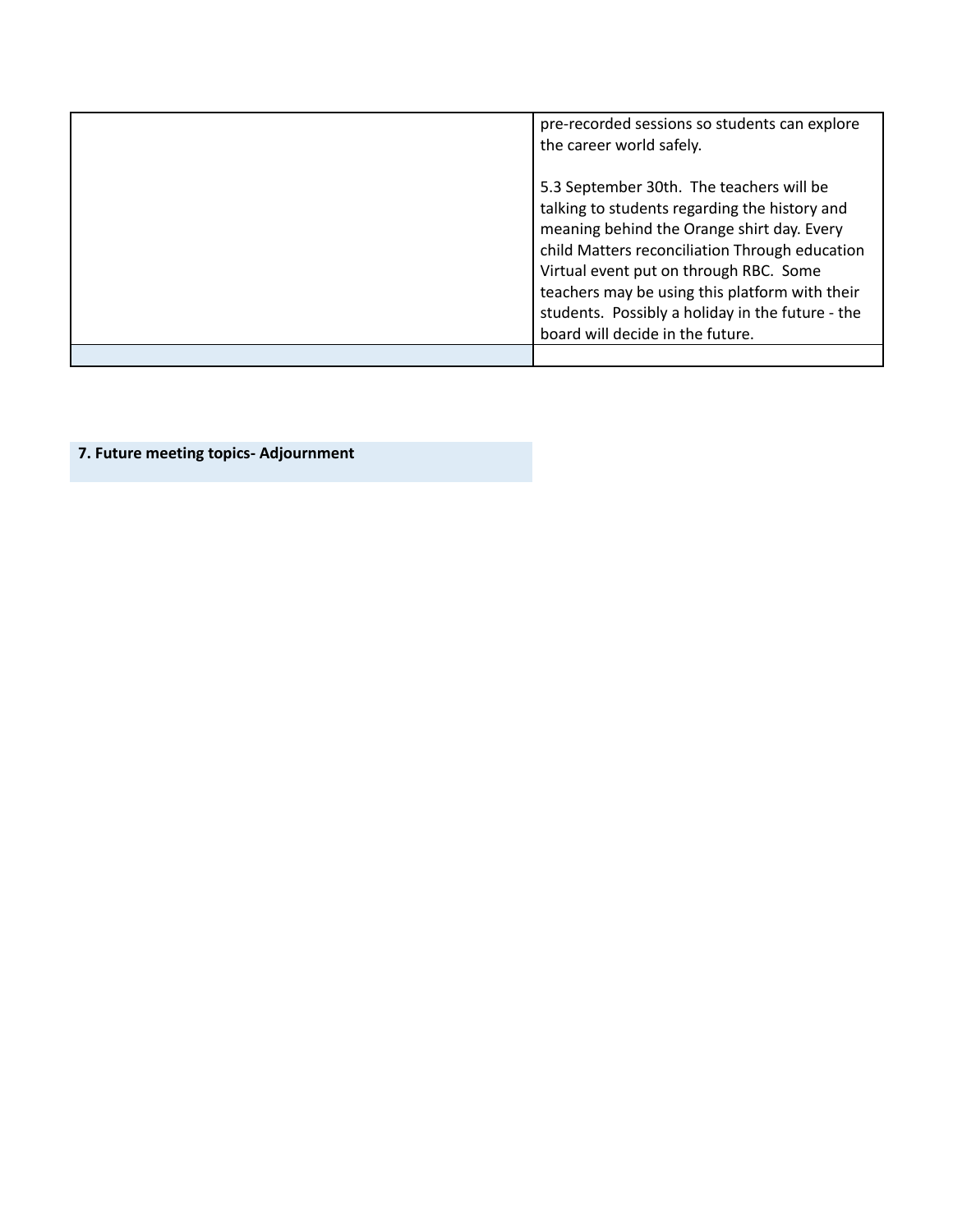| | |
|---|---|
| | pre-recorded sessions so students can explore the career world safely.<br><br>5.3 September 30th. The teachers will be talking to students regarding the history and meaning behind the Orange shirt day. Every child Matters reconciliation Through education Virtual event put on through RBC. Some teachers may be using this platform with their students. Possibly a holiday in the future - the board will decide in the future. |
| | |

**7. Future meeting topics- Adjournment**